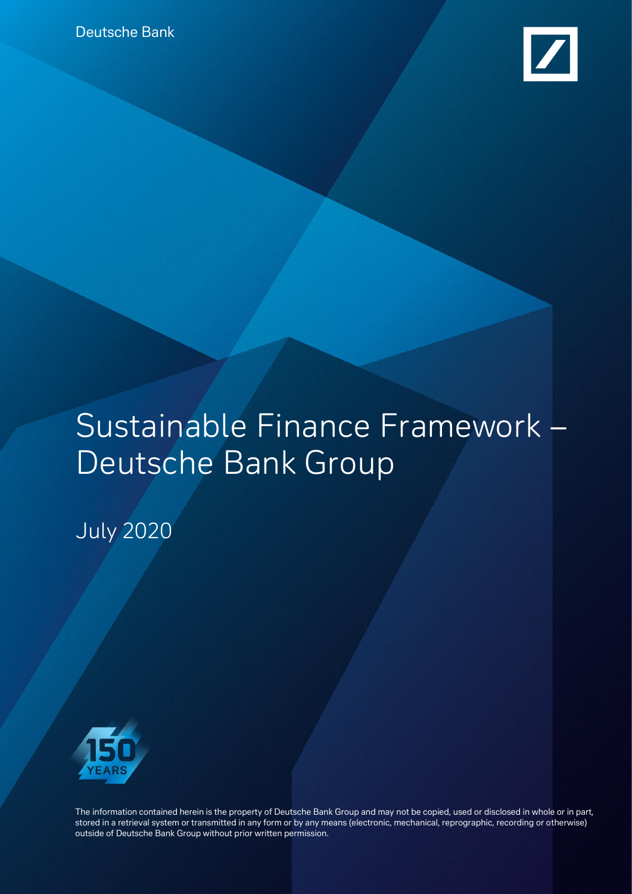Deutsche Bank

# Sustainable Finance Framework – Deutsche Bank Group

July 2020

150 YEARS

The information contained herein is the property of Deutsche Bank Group and may not be copied, used or disclosed in whole or in part, stored in a retrieval system or transmitted in any form or by any means (electronic, mechanical, reprographic, recording or otherwise) outside of Deutsche Bank Group without prior written permission.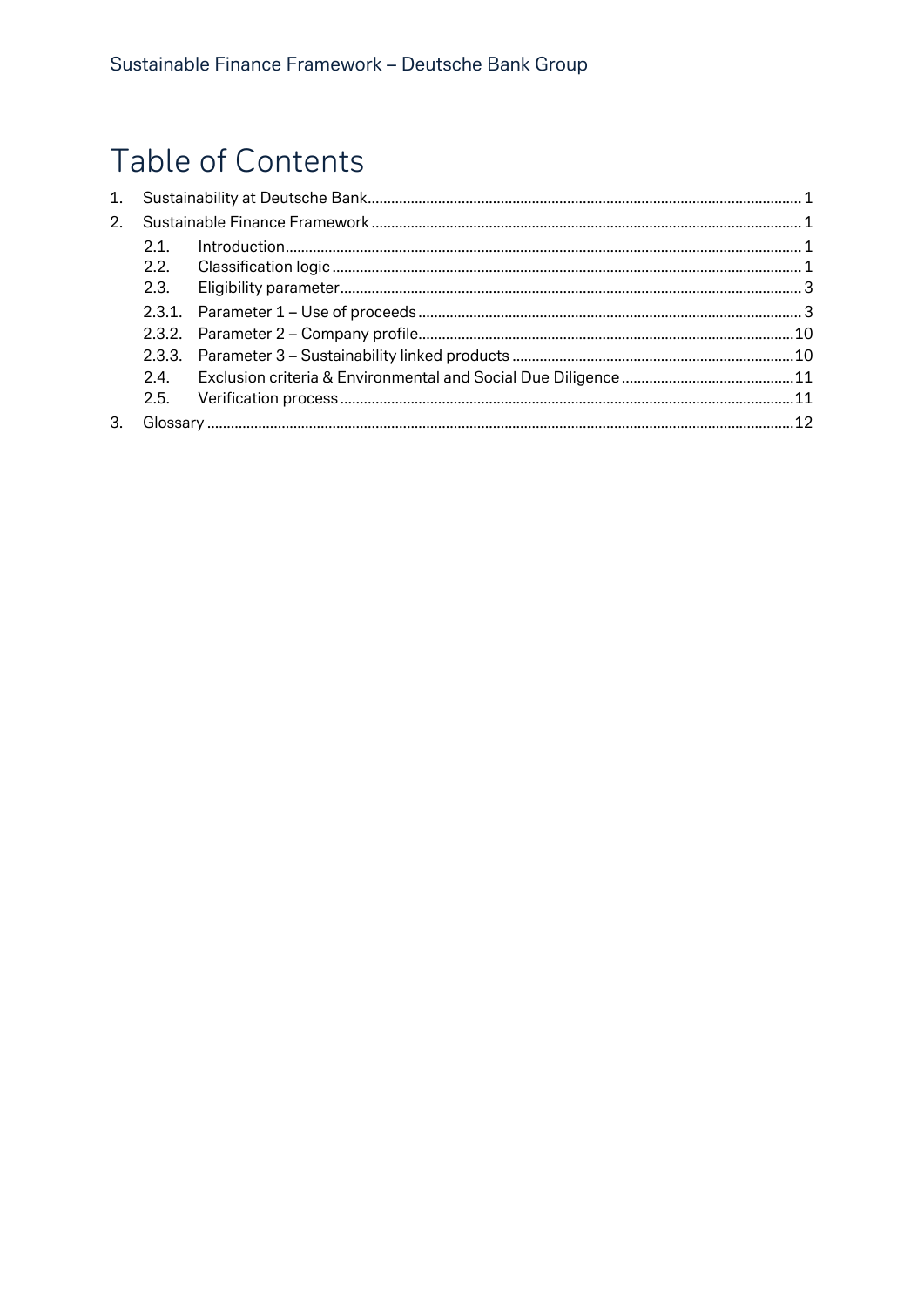# Table of Contents

1. Sustainability at Deutsche Bank ..... 1
2. Sustainable Finance Framework ..... 1
   - 2.1. Introduction ..... 1
   - 2.2. Classification logic ..... 1
   - 2.3. Eligibility parameter ..... 3
   - 2.3.1. Parameter 1 – Use of proceeds ..... 3
   - 2.3.2. Parameter 2 – Company profile ..... 10
   - 2.3.3. Parameter 3 – Sustainability linked products ..... 10
   - 2.4. Exclusion criteria & Environmental and Social Due Diligence ..... 11
   - 2.5. Verification process ..... 11
3. Glossary ..... 12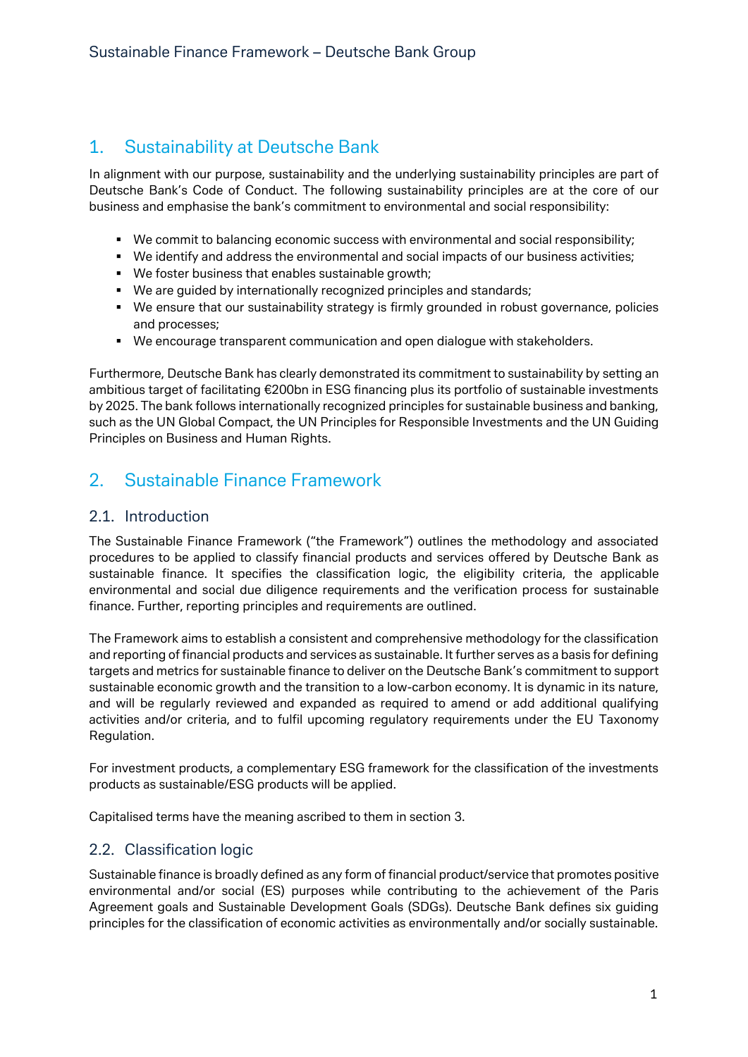## 1. Sustainability at Deutsche Bank

In alignment with our purpose, sustainability and the underlying sustainability principles are part of Deutsche Bank's Code of Conduct. The following sustainability principles are at the core of our business and emphasise the bank's commitment to environmental and social responsibility:

- We commit to balancing economic success with environmental and social responsibility;
- We identify and address the environmental and social impacts of our business activities;
- We foster business that enables sustainable growth;
- We are guided by internationally recognized principles and standards;
- We ensure that our sustainability strategy is firmly grounded in robust governance, policies and processes;
- We encourage transparent communication and open dialogue with stakeholders.

Furthermore, Deutsche Bank has clearly demonstrated its commitment to sustainability by setting an ambitious target of facilitating €200bn in ESG financing plus its portfolio of sustainable investments by 2025. The bank follows internationally recognized principles for sustainable business and banking, such as the UN Global Compact, the UN Principles for Responsible Investments and the UN Guiding Principles on Business and Human Rights.

## 2. Sustainable Finance Framework

### 2.1. Introduction

The Sustainable Finance Framework ("the Framework") outlines the methodology and associated procedures to be applied to classify financial products and services offered by Deutsche Bank as sustainable finance. It specifies the classification logic, the eligibility criteria, the applicable environmental and social due diligence requirements and the verification process for sustainable finance. Further, reporting principles and requirements are outlined.

The Framework aims to establish a consistent and comprehensive methodology for the classification and reporting of financial products and services as sustainable. It further serves as a basis for defining targets and metrics for sustainable finance to deliver on the Deutsche Bank's commitment to support sustainable economic growth and the transition to a low-carbon economy. It is dynamic in its nature, and will be regularly reviewed and expanded as required to amend or add additional qualifying activities and/or criteria, and to fulfil upcoming regulatory requirements under the EU Taxonomy Regulation.

For investment products, a complementary ESG framework for the classification of the investments products as sustainable/ESG products will be applied.

Capitalised terms have the meaning ascribed to them in section 3.

### 2.2. Classification logic

Sustainable finance is broadly defined as any form of financial product/service that promotes positive environmental and/or social (ES) purposes while contributing to the achievement of the Paris Agreement goals and Sustainable Development Goals (SDGs). Deutsche Bank defines six guiding principles for the classification of economic activities as environmentally and/or socially sustainable.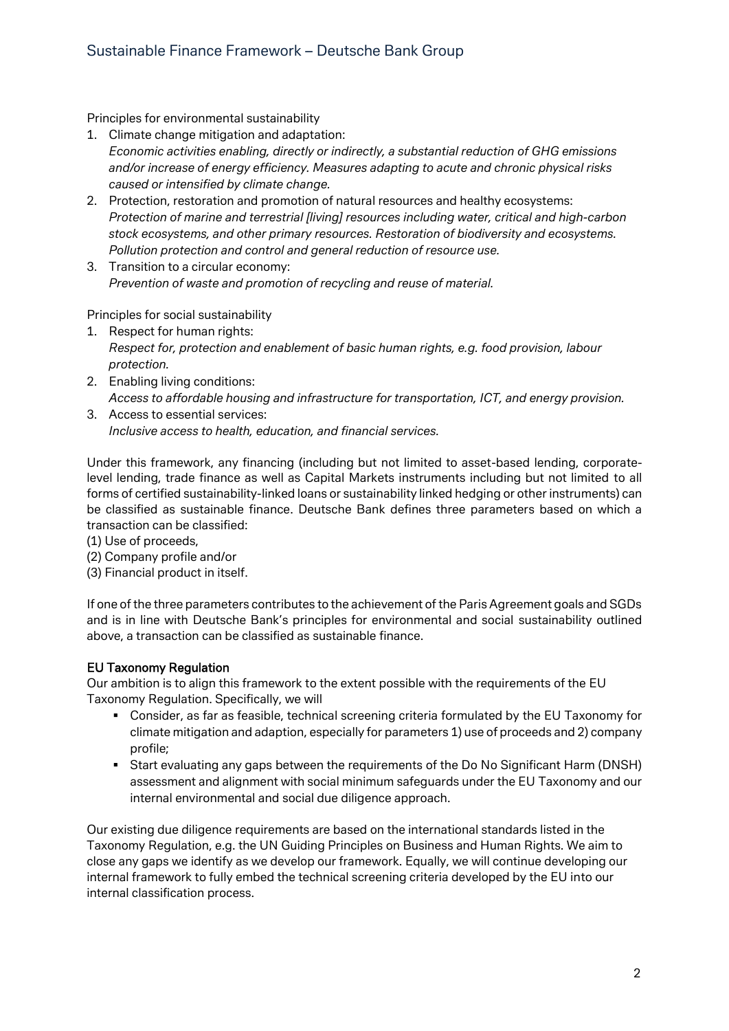Principles for environmental sustainability

1. Climate change mitigation and adaptation:
   *Economic activities enabling, directly or indirectly, a substantial reduction of GHG emissions and/or increase of energy efficiency. Measures adapting to acute and chronic physical risks caused or intensified by climate change.*
2. Protection, restoration and promotion of natural resources and healthy ecosystems:
   *Protection of marine and terrestrial [living] resources including water, critical and high-carbon stock ecosystems, and other primary resources. Restoration of biodiversity and ecosystems. Pollution protection and control and general reduction of resource use.*
3. Transition to a circular economy:
   *Prevention of waste and promotion of recycling and reuse of material.*

Principles for social sustainability

1. Respect for human rights:
   *Respect for, protection and enablement of basic human rights, e.g. food provision, labour protection.*
2. Enabling living conditions:
   *Access to affordable housing and infrastructure for transportation, ICT, and energy provision.*
3. Access to essential services:
   *Inclusive access to health, education, and financial services.*

Under this framework, any financing (including but not limited to asset-based lending, corporate-level lending, trade finance as well as Capital Markets instruments including but not limited to all forms of certified sustainability-linked loans or sustainability linked hedging or other instruments) can be classified as sustainable finance. Deutsche Bank defines three parameters based on which a transaction can be classified:
(1) Use of proceeds,
(2) Company profile and/or
(3) Financial product in itself.

If one of the three parameters contributes to the achievement of the Paris Agreement goals and SGDs and is in line with Deutsche Bank's principles for environmental and social sustainability outlined above, a transaction can be classified as sustainable finance.

**EU Taxonomy Regulation**

Our ambition is to align this framework to the extent possible with the requirements of the EU Taxonomy Regulation. Specifically, we will

- Consider, as far as feasible, technical screening criteria formulated by the EU Taxonomy for climate mitigation and adaption, especially for parameters 1) use of proceeds and 2) company profile;
- Start evaluating any gaps between the requirements of the Do No Significant Harm (DNSH) assessment and alignment with social minimum safeguards under the EU Taxonomy and our internal environmental and social due diligence approach.

Our existing due diligence requirements are based on the international standards listed in the Taxonomy Regulation, e.g. the UN Guiding Principles on Business and Human Rights. We aim to close any gaps we identify as we develop our framework. Equally, we will continue developing our internal framework to fully embed the technical screening criteria developed by the EU into our internal classification process.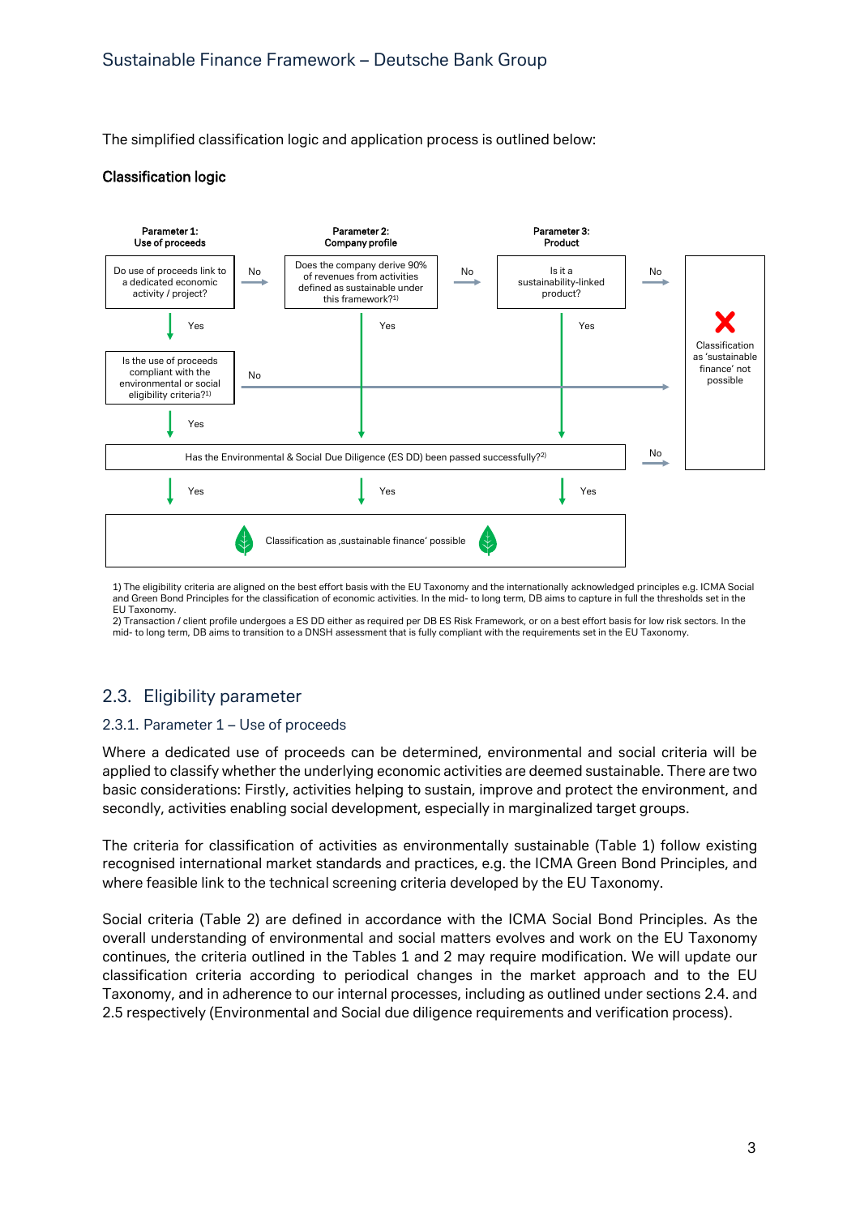The simplified classification logic and application process is outlined below:

**Classification logic**

**Parameter 1: Use of proceeds**

Do use of proceeds link to a dedicated economic activity / project?

- No → Parameter 2
- Yes → Is the use of proceeds compliant with the environmental or social eligibility criteria?[1)]
  - No → Classification as 'sustainable finance' not possible
  - Yes → ES DD

**Parameter 2: Company profile**

Does the company derive 90% of revenues from activities defined as sustainable under this framework?[1)]

- No → Parameter 3
- Yes → ES DD

**Parameter 3: Product**

Is it a sustainability-linked product?

- No → Classification as 'sustainable finance' not possible
- Yes → ES DD

**ES DD**

Has the Environmental & Social Due Diligence (ES DD) been passed successfully?[2)]

- No → Classification as 'sustainable finance' not possible
- Yes → Classification as ‚sustainable finance' possible

1) The eligibility criteria are aligned on the best effort basis with the EU Taxonomy and the internationally acknowledged principles e.g. ICMA Social and Green Bond Principles for the classification of economic activities. In the mid- to long term, DB aims to capture in full the thresholds set in the EU Taxonomy.
2) Transaction / client profile undergoes a ES DD either as required per DB ES Risk Framework, or on a best effort basis for low risk sectors. In the mid- to long term, DB aims to transition to a DNSH assessment that is fully compliant with the requirements set in the EU Taxonomy.

## 2.3. Eligibility parameter

### 2.3.1. Parameter 1 – Use of proceeds

Where a dedicated use of proceeds can be determined, environmental and social criteria will be applied to classify whether the underlying economic activities are deemed sustainable. There are two basic considerations: Firstly, activities helping to sustain, improve and protect the environment, and secondly, activities enabling social development, especially in marginalized target groups.

The criteria for classification of activities as environmentally sustainable (Table 1) follow existing recognised international market standards and practices, e.g. the ICMA Green Bond Principles, and where feasible link to the technical screening criteria developed by the EU Taxonomy.

Social criteria (Table 2) are defined in accordance with the ICMA Social Bond Principles. As the overall understanding of environmental and social matters evolves and work on the EU Taxonomy continues, the criteria outlined in the Tables 1 and 2 may require modification. We will update our classification criteria according to periodical changes in the market approach and to the EU Taxonomy, and in adherence to our internal processes, including as outlined under sections 2.4. and 2.5 respectively (Environmental and Social due diligence requirements and verification process).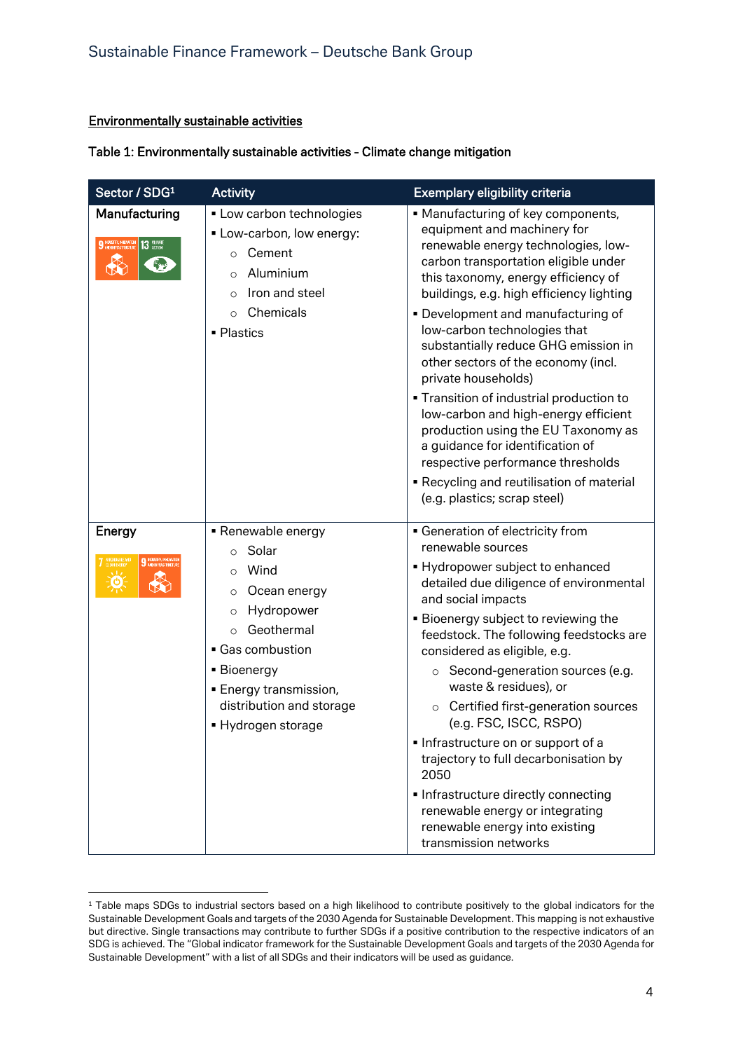## Environmentally sustainable activities

**Table 1: Environmentally sustainable activities - Climate change mitigation**

| Sector / SDG[1] | Activity | Exemplary eligibility criteria |
|---|---|---|
| **Manufacturing** | ▪ Low carbon technologies<br>▪ Low-carbon, low energy:<br>○ Cement<br>○ Aluminium<br>○ Iron and steel<br>○ Chemicals<br>▪ Plastics | ▪ Manufacturing of key components, equipment and machinery for renewable energy technologies, low-carbon transportation eligible under this taxonomy, energy efficiency of buildings, e.g. high efficiency lighting<br>▪ Development and manufacturing of low-carbon technologies that substantially reduce GHG emission in other sectors of the economy (incl. private households)<br>▪ Transition of industrial production to low-carbon and high-energy efficient production using the EU Taxonomy as a guidance for identification of respective performance thresholds<br>▪ Recycling and reutilisation of material (e.g. plastics; scrap steel) |
| **Energy** | ▪ Renewable energy<br>○ Solar<br>○ Wind<br>○ Ocean energy<br>○ Hydropower<br>○ Geothermal<br>▪ Gas combustion<br>▪ Bioenergy<br>▪ Energy transmission, distribution and storage<br>▪ Hydrogen storage | ▪ Generation of electricity from renewable sources<br>▪ Hydropower subject to enhanced detailed due diligence of environmental and social impacts<br>▪ Bioenergy subject to reviewing the feedstock. The following feedstocks are considered as eligible, e.g.<br>○ Second-generation sources (e.g. waste & residues), or<br>○ Certified first-generation sources (e.g. FSC, ISCC, RSPO)<br>▪ Infrastructure on or support of a trajectory to full decarbonisation by 2050<br>▪ Infrastructure directly connecting renewable energy or integrating renewable energy into existing transmission networks |

[1] Table maps SDGs to industrial sectors based on a high likelihood to contribute positively to the global indicators for the Sustainable Development Goals and targets of the 2030 Agenda for Sustainable Development. This mapping is not exhaustive but directive. Single transactions may contribute to further SDGs if a positive contribution to the respective indicators of an SDG is achieved. The "Global indicator framework for the Sustainable Development Goals and targets of the 2030 Agenda for Sustainable Development" with a list of all SDGs and their indicators will be used as guidance.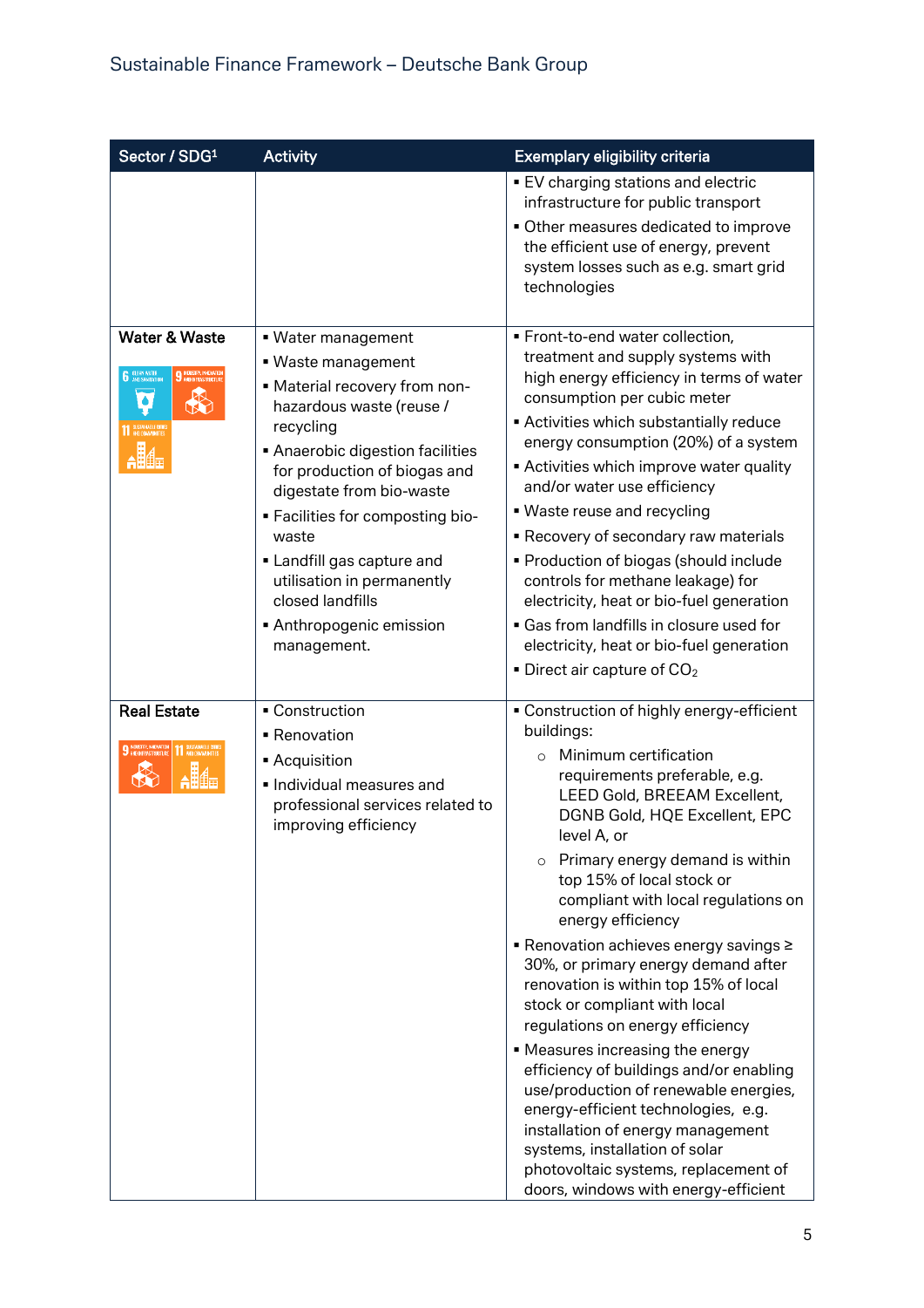| Sector / SDG[1] | Activity | Exemplary eligibility criteria |
|---|---|---|
| | | ▪ EV charging stations and electric infrastructure for public transport<br>▪ Other measures dedicated to improve the efficient use of energy, prevent system losses such as e.g. smart grid technologies |
| **Water & Waste** | ▪ Water management<br>▪ Waste management<br>▪ Material recovery from non-hazardous waste (reuse / recycling<br>▪ Anaerobic digestion facilities for production of biogas and digestate from bio-waste<br>▪ Facilities for composting bio-waste<br>▪ Landfill gas capture and utilisation in permanently closed landfills<br>▪ Anthropogenic emission management. | ▪ Front-to-end water collection, treatment and supply systems with high energy efficiency in terms of water consumption per cubic meter<br>▪ Activities which substantially reduce energy consumption (20%) of a system<br>▪ Activities which improve water quality and/or water use efficiency<br>▪ Waste reuse and recycling<br>▪ Recovery of secondary raw materials<br>▪ Production of biogas (should include controls for methane leakage) for electricity, heat or bio-fuel generation<br>▪ Gas from landfills in closure used for electricity, heat or bio-fuel generation<br>▪ Direct air capture of $CO_2$ |
| **Real Estate** | ▪ Construction<br>▪ Renovation<br>▪ Acquisition<br>▪ Individual measures and professional services related to improving efficiency | ▪ Construction of highly energy-efficient buildings:<br>○ Minimum certification requirements preferable, e.g. LEED Gold, BREEAM Excellent, DGNB Gold, HQE Excellent, EPC level A, or<br>○ Primary energy demand is within top 15% of local stock or compliant with local regulations on energy efficiency<br>▪ Renovation achieves energy savings ≥ 30%, or primary energy demand after renovation is within top 15% of local stock or compliant with local regulations on energy efficiency<br>▪ Measures increasing the energy efficiency of buildings and/or enabling use/production of renewable energies, energy-efficient technologies, e.g. installation of energy management systems, installation of solar photovoltaic systems, replacement of doors, windows with energy-efficient |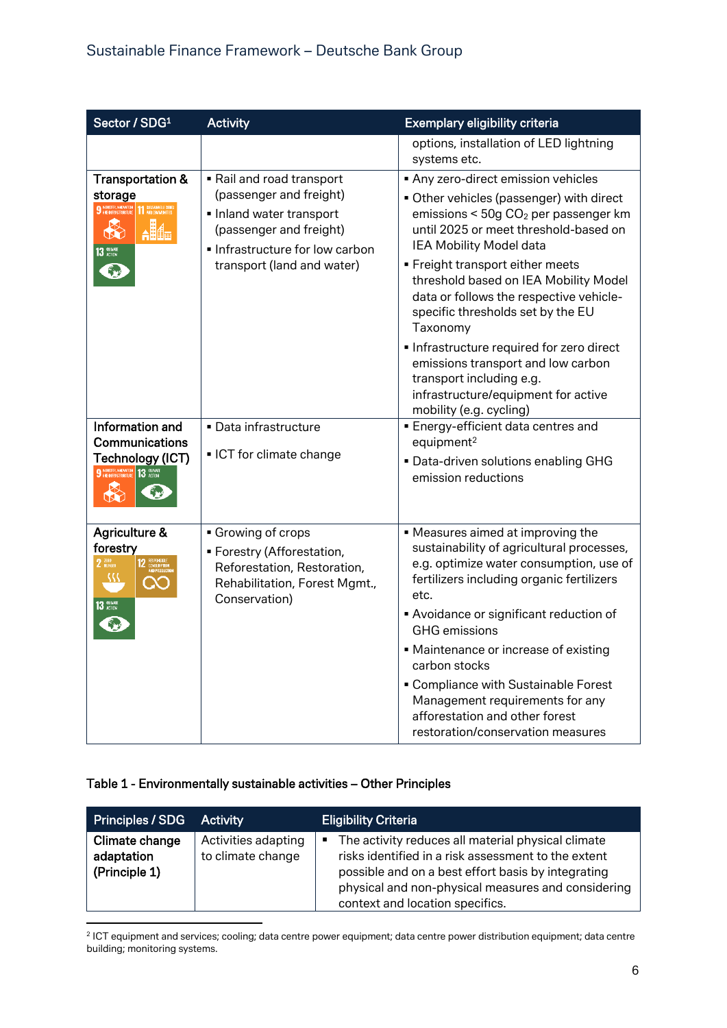| Sector / SDG[1] | Activity | Exemplary eligibility criteria |
|---|---|---|
| | | options, installation of LED lightning systems etc. |
| **Transportation & storage** | ▪ Rail and road transport (passenger and freight)<br>▪ Inland water transport (passenger and freight)<br>▪ Infrastructure for low carbon transport (land and water) | ▪ Any zero-direct emission vehicles<br>▪ Other vehicles (passenger) with direct emissions < 50g $CO_2$ per passenger km until 2025 or meet threshold-based on IEA Mobility Model data<br>▪ Freight transport either meets threshold based on IEA Mobility Model data or follows the respective vehicle-specific thresholds set by the EU Taxonomy<br>▪ Infrastructure required for zero direct emissions transport and low carbon transport including e.g. infrastructure/equipment for active mobility (e.g. cycling) |
| **Information and Communications Technology (ICT)** | ▪ Data infrastructure<br>▪ ICT for climate change | ▪ Energy-efficient data centres and equipment[2]<br>▪ Data-driven solutions enabling GHG emission reductions |
| **Agriculture & forestry** | ▪ Growing of crops<br>▪ Forestry (Afforestation, Reforestation, Restoration, Rehabilitation, Forest Mgmt., Conservation) | ▪ Measures aimed at improving the sustainability of agricultural processes, e.g. optimize water consumption, use of fertilizers including organic fertilizers etc.<br>▪ Avoidance or significant reduction of GHG emissions<br>▪ Maintenance or increase of existing carbon stocks<br>▪ Compliance with Sustainable Forest Management requirements for any afforestation and other forest restoration/conservation measures |

**Table 1 - Environmentally sustainable activities – Other Principles**

| Principles / SDG | Activity | Eligibility Criteria |
|---|---|---|
| **Climate change adaptation (Principle 1)** | Activities adapting to climate change | ▪ The activity reduces all material physical climate risks identified in a risk assessment to the extent possible and on a best effort basis by integrating physical and non-physical measures and considering context and location specifics. |

[2] ICT equipment and services; cooling; data centre power equipment; data centre power distribution equipment; data centre building; monitoring systems.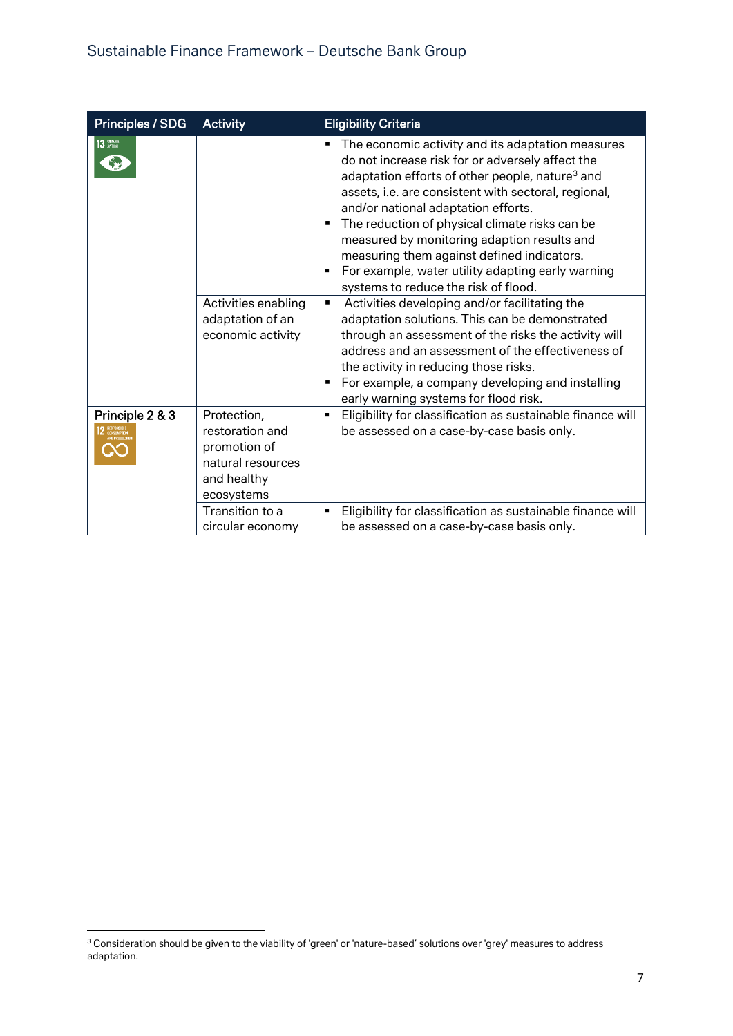| Principles / SDG | Activity | Eligibility Criteria |
|---|---|---|
| 13 CLIMATE ACTION | | ▪ The economic activity and its adaptation measures do not increase risk for or adversely affect the adaptation efforts of other people, nature[3] and assets, i.e. are consistent with sectoral, regional, and/or national adaptation efforts.<br>▪ The reduction of physical climate risks can be measured by monitoring adaption results and measuring them against defined indicators.<br>▪ For example, water utility adapting early warning systems to reduce the risk of flood. |
| | Activities enabling adaptation of an economic activity | ▪ Activities developing and/or facilitating the adaptation solutions. This can be demonstrated through an assessment of the risks the activity will address and an assessment of the effectiveness of the activity in reducing those risks.<br>▪ For example, a company developing and installing early warning systems for flood risk. |
| **Principle 2 & 3**<br>12 RESPONSIBLE CONSUMPTION AND PRODUCTION | Protection, restoration and promotion of natural resources and healthy ecosystems | ▪ Eligibility for classification as sustainable finance will be assessed on a case-by-case basis only. |
| | Transition to a circular economy | ▪ Eligibility for classification as sustainable finance will be assessed on a case-by-case basis only. |

[3] Consideration should be given to the viability of 'green' or 'nature-based' solutions over 'grey' measures to address adaptation.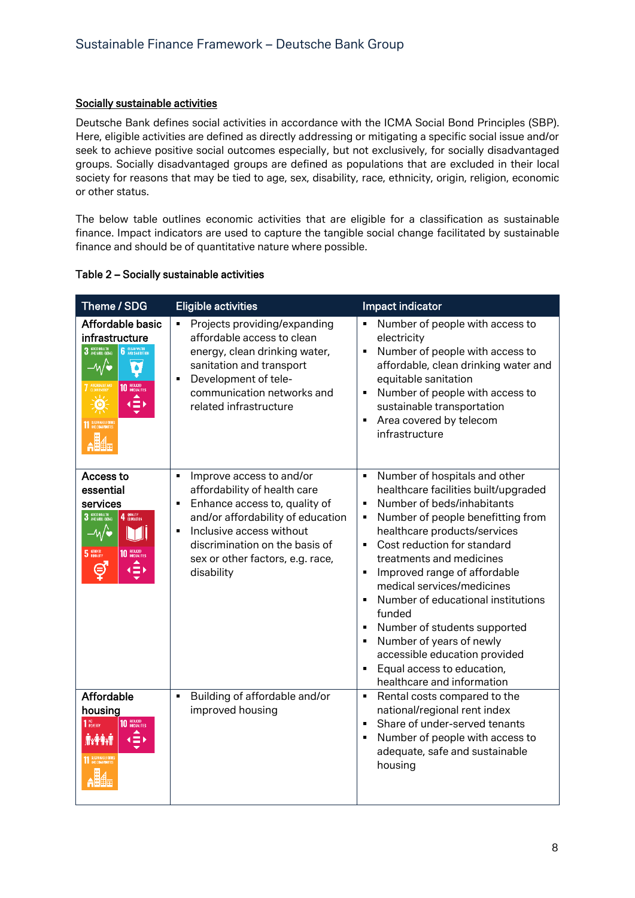## Socially sustainable activities

Deutsche Bank defines social activities in accordance with the ICMA Social Bond Principles (SBP). Here, eligible activities are defined as directly addressing or mitigating a specific social issue and/or seek to achieve positive social outcomes especially, but not exclusively, for socially disadvantaged groups. Socially disadvantaged groups are defined as populations that are excluded in their local society for reasons that may be tied to age, sex, disability, race, ethnicity, origin, religion, economic or other status.

The below table outlines economic activities that are eligible for a classification as sustainable finance. Impact indicators are used to capture the tangible social change facilitated by sustainable finance and should be of quantitative nature where possible.

**Table 2 – Socially sustainable activities**

| Theme / SDG | Eligible activities | Impact indicator |
|---|---|---|
| **Affordable basic infrastructure** | ▪ Projects providing/expanding affordable access to clean energy, clean drinking water, sanitation and transport<br>▪ Development of tele-communication networks and related infrastructure | ▪ Number of people with access to electricity<br>▪ Number of people with access to affordable, clean drinking water and equitable sanitation<br>▪ Number of people with access to sustainable transportation<br>▪ Area covered by telecom infrastructure |
| **Access to essential services** | ▪ Improve access to and/or affordability of health care<br>▪ Enhance access to, quality of and/or affordability of education<br>▪ Inclusive access without discrimination on the basis of sex or other factors, e.g. race, disability | ▪ Number of hospitals and other healthcare facilities built/upgraded<br>▪ Number of beds/inhabitants<br>▪ Number of people benefitting from healthcare products/services<br>▪ Cost reduction for standard treatments and medicines<br>▪ Improved range of affordable medical services/medicines<br>▪ Number of educational institutions funded<br>▪ Number of students supported<br>▪ Number of years of newly accessible education provided<br>▪ Equal access to education, healthcare and information |
| **Affordable housing** | ▪ Building of affordable and/or improved housing | ▪ Rental costs compared to the national/regional rent index<br>▪ Share of under-served tenants<br>▪ Number of people with access to adequate, safe and sustainable housing |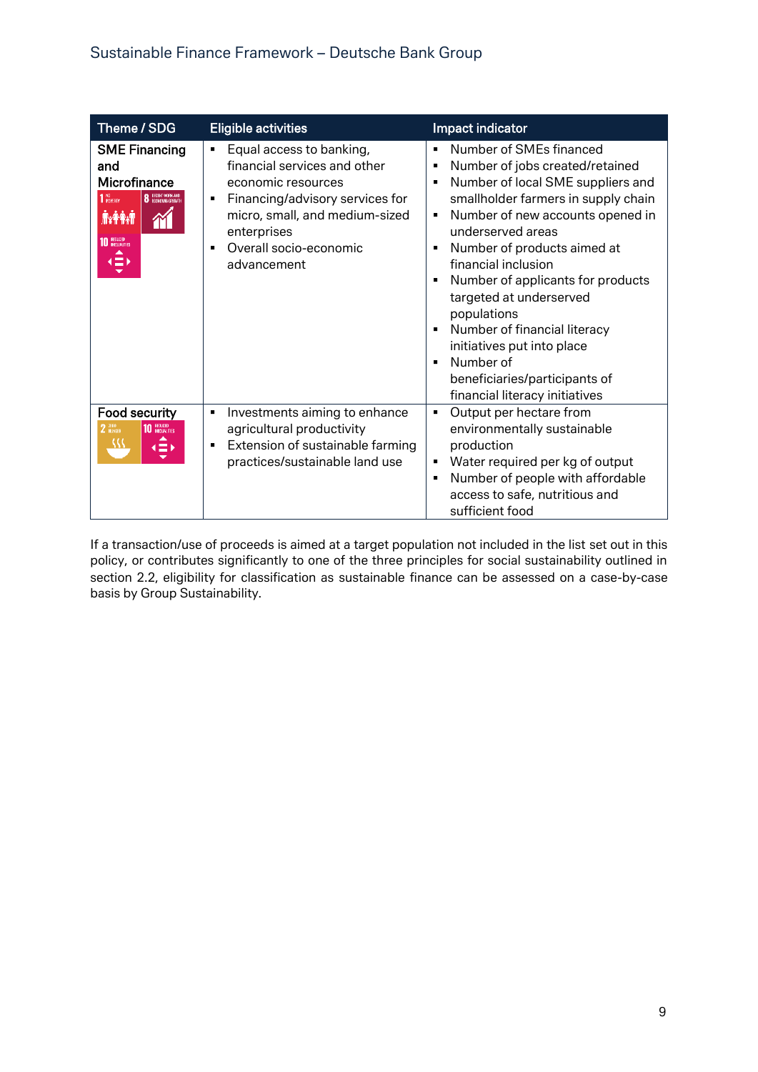| Theme / SDG | Eligible activities | Impact indicator |
|---|---|---|
| **SME Financing and Microfinance** | ▪ Equal access to banking, financial services and other economic resources<br>▪ Financing/advisory services for micro, small, and medium-sized enterprises<br>▪ Overall socio-economic advancement | ▪ Number of SMEs financed<br>▪ Number of jobs created/retained<br>▪ Number of local SME suppliers and smallholder farmers in supply chain<br>▪ Number of new accounts opened in underserved areas<br>▪ Number of products aimed at financial inclusion<br>▪ Number of applicants for products targeted at underserved populations<br>▪ Number of financial literacy initiatives put into place<br>▪ Number of beneficiaries/participants of financial literacy initiatives |
| **Food security** | ▪ Investments aiming to enhance agricultural productivity<br>▪ Extension of sustainable farming practices/sustainable land use | ▪ Output per hectare from environmentally sustainable production<br>▪ Water required per kg of output<br>▪ Number of people with affordable access to safe, nutritious and sufficient food |

If a transaction/use of proceeds is aimed at a target population not included in the list set out in this policy, or contributes significantly to one of the three principles for social sustainability outlined in section 2.2, eligibility for classification as sustainable finance can be assessed on a case-by-case basis by Group Sustainability.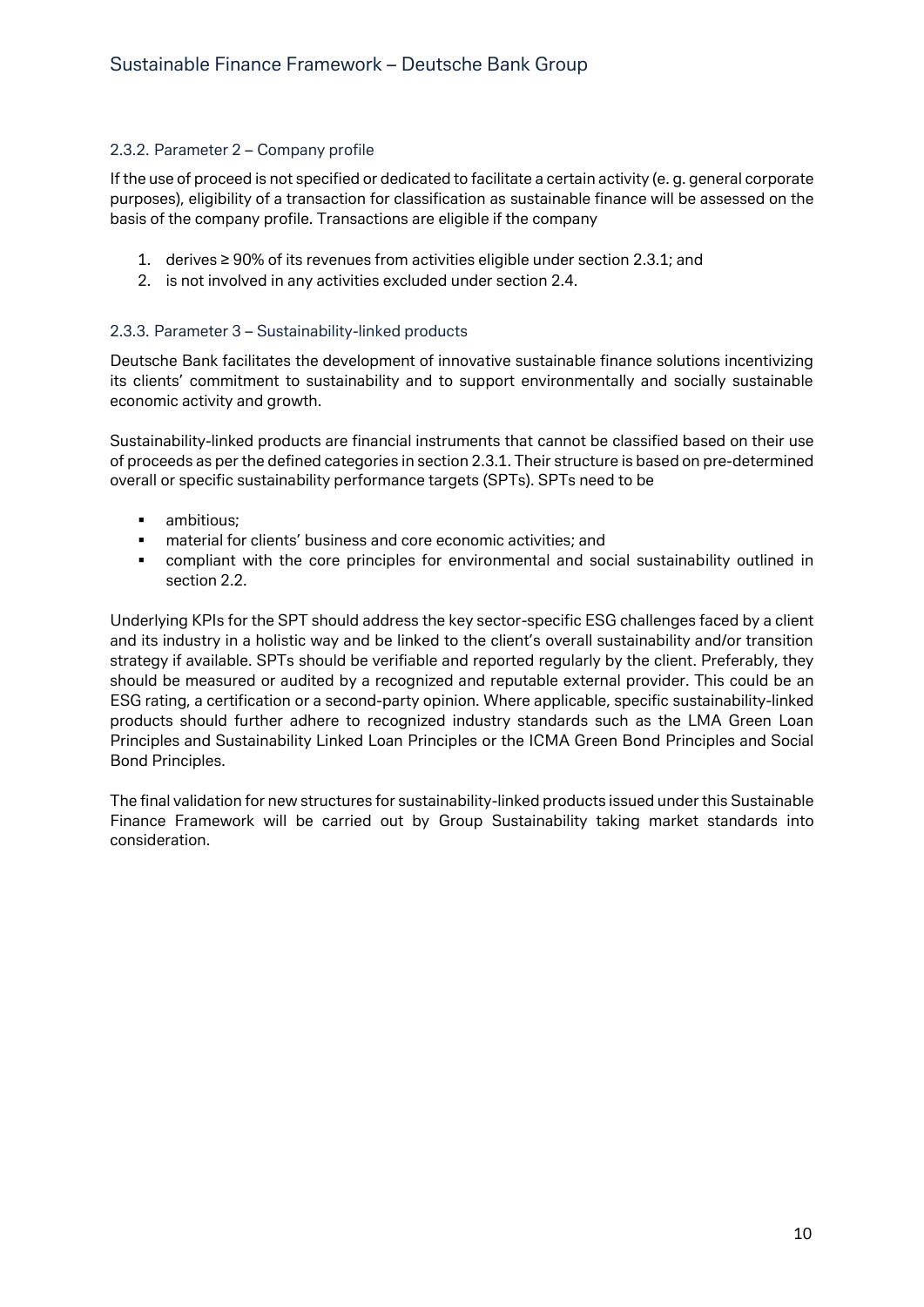### 2.3.2. Parameter 2 – Company profile

If the use of proceed is not specified or dedicated to facilitate a certain activity (e. g. general corporate purposes), eligibility of a transaction for classification as sustainable finance will be assessed on the basis of the company profile. Transactions are eligible if the company

1. derives ≥ 90% of its revenues from activities eligible under section 2.3.1; and
2. is not involved in any activities excluded under section 2.4.

### 2.3.3. Parameter 3 – Sustainability-linked products

Deutsche Bank facilitates the development of innovative sustainable finance solutions incentivizing its clients' commitment to sustainability and to support environmentally and socially sustainable economic activity and growth.

Sustainability-linked products are financial instruments that cannot be classified based on their use of proceeds as per the defined categories in section 2.3.1. Their structure is based on pre-determined overall or specific sustainability performance targets (SPTs). SPTs need to be

- ambitious;
- material for clients' business and core economic activities; and
- compliant with the core principles for environmental and social sustainability outlined in section 2.2.

Underlying KPIs for the SPT should address the key sector-specific ESG challenges faced by a client and its industry in a holistic way and be linked to the client's overall sustainability and/or transition strategy if available. SPTs should be verifiable and reported regularly by the client. Preferably, they should be measured or audited by a recognized and reputable external provider. This could be an ESG rating, a certification or a second-party opinion. Where applicable, specific sustainability-linked products should further adhere to recognized industry standards such as the LMA Green Loan Principles and Sustainability Linked Loan Principles or the ICMA Green Bond Principles and Social Bond Principles.

The final validation for new structures for sustainability-linked products issued under this Sustainable Finance Framework will be carried out by Group Sustainability taking market standards into consideration.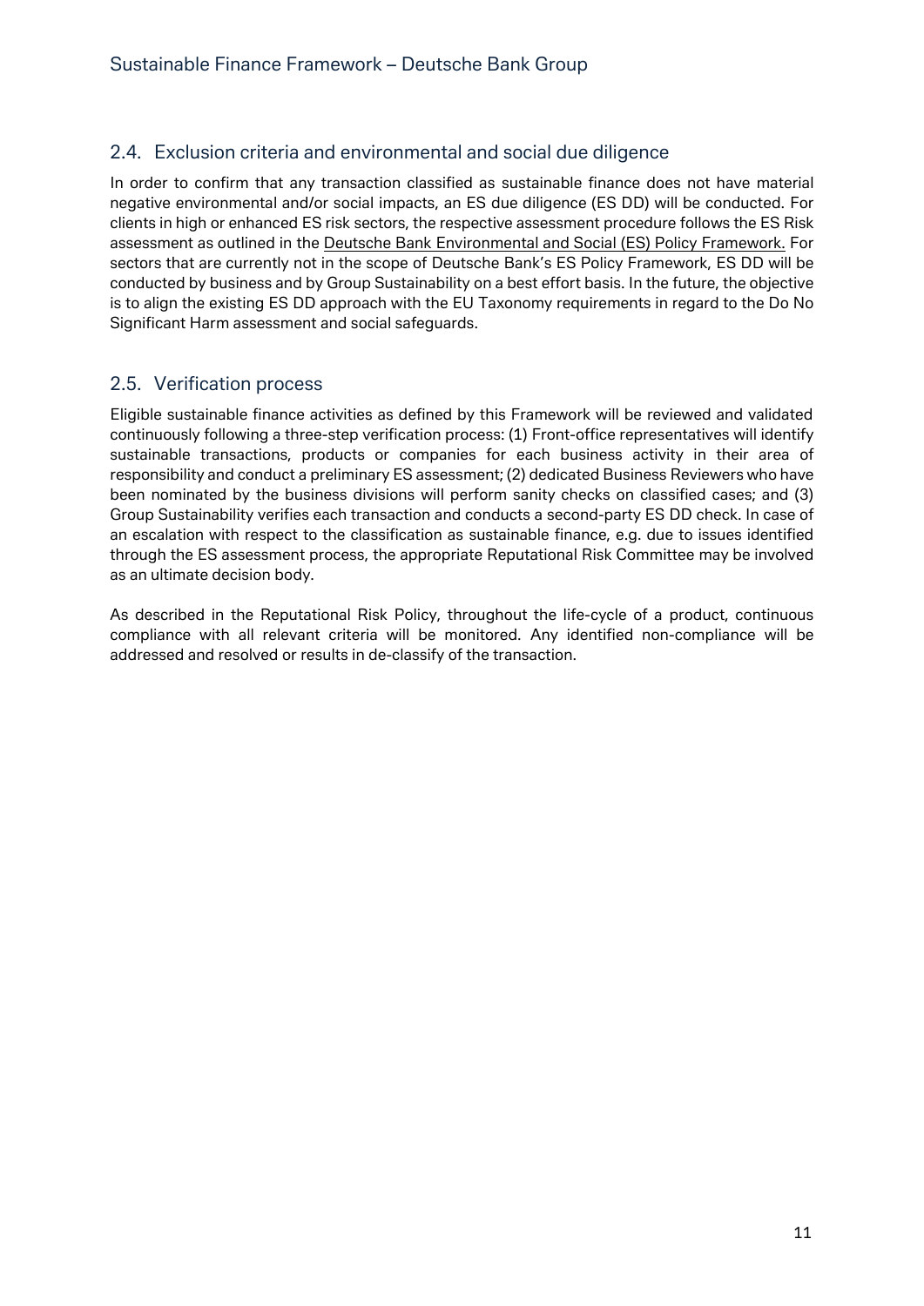## 2.4. Exclusion criteria and environmental and social due diligence

In order to confirm that any transaction classified as sustainable finance does not have material negative environmental and/or social impacts, an ES due diligence (ES DD) will be conducted. For clients in high or enhanced ES risk sectors, the respective assessment procedure follows the ES Risk assessment as outlined in the Deutsche Bank Environmental and Social (ES) Policy Framework. For sectors that are currently not in the scope of Deutsche Bank's ES Policy Framework, ES DD will be conducted by business and by Group Sustainability on a best effort basis. In the future, the objective is to align the existing ES DD approach with the EU Taxonomy requirements in regard to the Do No Significant Harm assessment and social safeguards.

## 2.5. Verification process

Eligible sustainable finance activities as defined by this Framework will be reviewed and validated continuously following a three-step verification process: (1) Front-office representatives will identify sustainable transactions, products or companies for each business activity in their area of responsibility and conduct a preliminary ES assessment; (2) dedicated Business Reviewers who have been nominated by the business divisions will perform sanity checks on classified cases; and (3) Group Sustainability verifies each transaction and conducts a second-party ES DD check. In case of an escalation with respect to the classification as sustainable finance, e.g. due to issues identified through the ES assessment process, the appropriate Reputational Risk Committee may be involved as an ultimate decision body.

As described in the Reputational Risk Policy, throughout the life-cycle of a product, continuous compliance with all relevant criteria will be monitored. Any identified non-compliance will be addressed and resolved or results in de-classify of the transaction.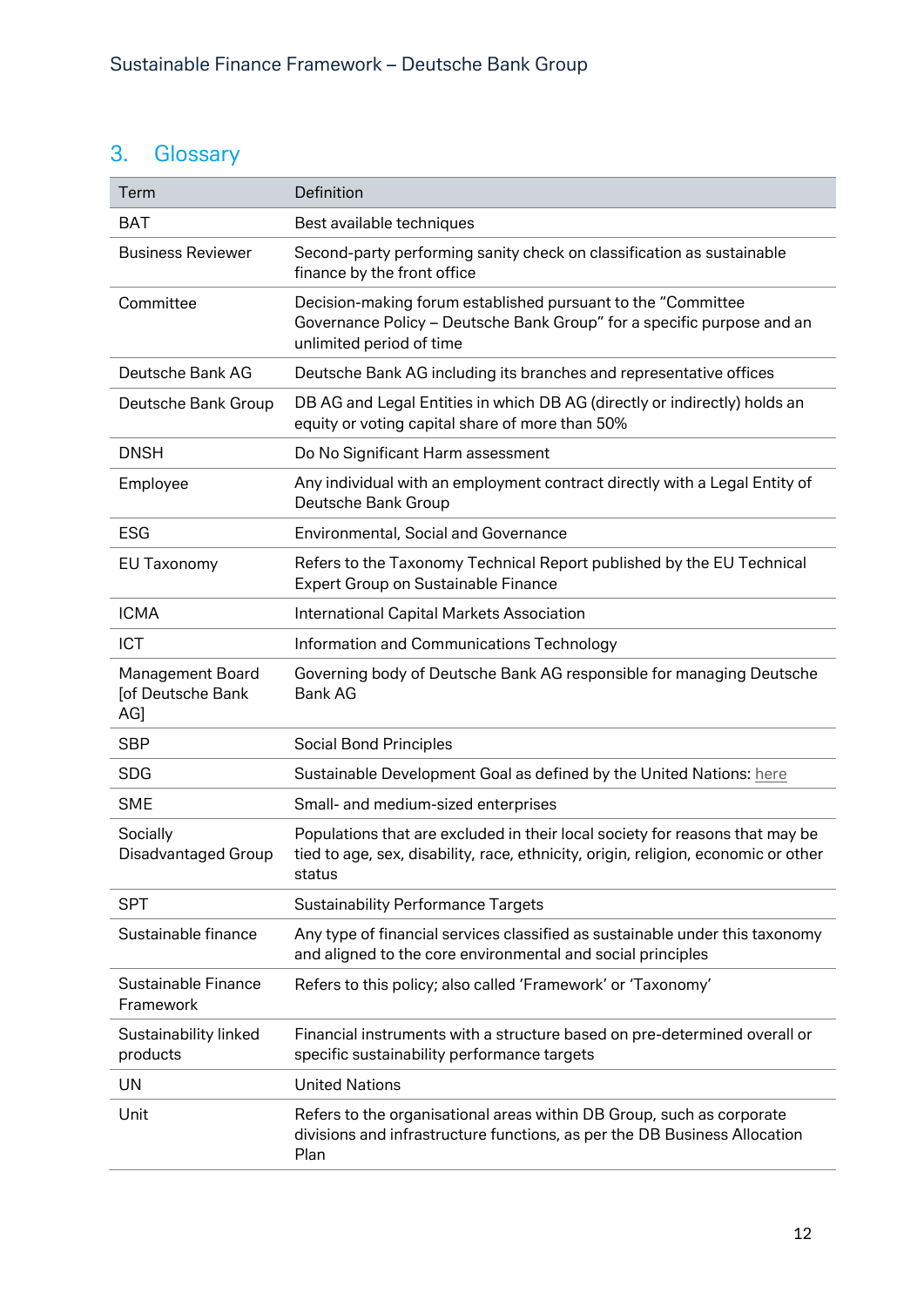## 3. Glossary

| Term | Definition |
|---|---|
| BAT | Best available techniques |
| Business Reviewer | Second-party performing sanity check on classification as sustainable finance by the front office |
| Committee | Decision-making forum established pursuant to the "Committee Governance Policy – Deutsche Bank Group" for a specific purpose and an unlimited period of time |
| Deutsche Bank AG | Deutsche Bank AG including its branches and representative offices |
| Deutsche Bank Group | DB AG and Legal Entities in which DB AG (directly or indirectly) holds an equity or voting capital share of more than 50% |
| DNSH | Do No Significant Harm assessment |
| Employee | Any individual with an employment contract directly with a Legal Entity of Deutsche Bank Group |
| ESG | Environmental, Social and Governance |
| EU Taxonomy | Refers to the Taxonomy Technical Report published by the EU Technical Expert Group on Sustainable Finance |
| ICMA | International Capital Markets Association |
| ICT | Information and Communications Technology |
| Management Board [of Deutsche Bank AG] | Governing body of Deutsche Bank AG responsible for managing Deutsche Bank AG |
| SBP | Social Bond Principles |
| SDG | Sustainable Development Goal as defined by the United Nations: here |
| SME | Small- and medium-sized enterprises |
| Socially Disadvantaged Group | Populations that are excluded in their local society for reasons that may be tied to age, sex, disability, race, ethnicity, origin, religion, economic or other status |
| SPT | Sustainability Performance Targets |
| Sustainable finance | Any type of financial services classified as sustainable under this taxonomy and aligned to the core environmental and social principles |
| Sustainable Finance Framework | Refers to this policy; also called 'Framework' or 'Taxonomy' |
| Sustainability linked products | Financial instruments with a structure based on pre-determined overall or specific sustainability performance targets |
| UN | United Nations |
| Unit | Refers to the organisational areas within DB Group, such as corporate divisions and infrastructure functions, as per the DB Business Allocation Plan |